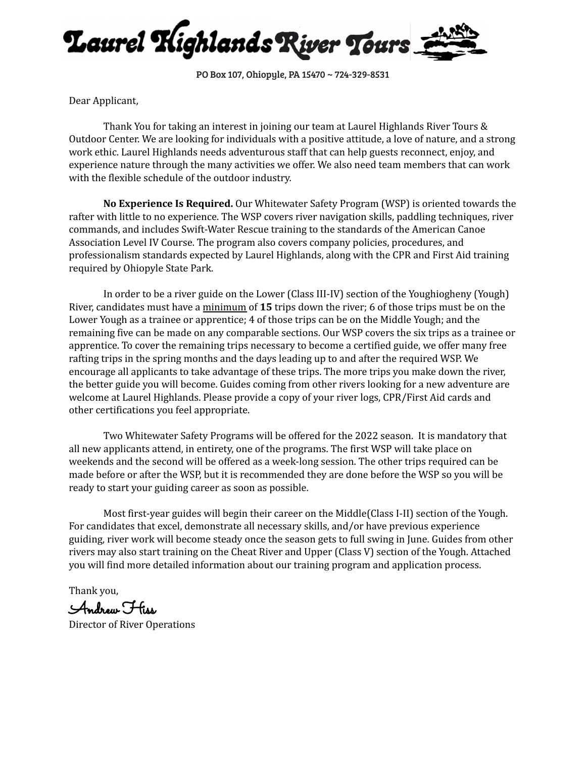# Laurel Highlands River Tours

PO Box 107, Ohiopyle, PA 15470 ~ 724-329-8531

Dear Applicant,

Thank You for taking an interest in joining our team at Laurel Highlands River Tours & Outdoor Center. We are looking for individuals with a positive attitude, a love of nature, and a strong work ethic. Laurel Highlands needs adventurous staff that can help guests reconnect, enjoy, and experience nature through the many activities we offer. We also need team members that can work with the flexible schedule of the outdoor industry.

**No Experience Is Required.** Our Whitewater Safety Program (WSP) is oriented towards the rafter with little to no experience. The WSP covers river navigation skills, paddling techniques, river commands, and includes Swift-Water Rescue training to the standards of the American Canoe Association Level IV Course. The program also covers company policies, procedures, and professionalism standards expected by Laurel Highlands, along with the CPR and First Aid training required by Ohiopyle State Park.

In order to be a river guide on the Lower (Class III-IV) section of the Youghiogheny (Yough) River, candidates must have a minimum of **15** trips down the river; 6 of those trips must be on the Lower Yough as a trainee or apprentice; 4 of those trips can be on the Middle Yough; and the remaining five can be made on any comparable sections. Our WSP covers the six trips as a trainee or apprentice. To cover the remaining trips necessary to become a certified guide, we offer many free rafting trips in the spring months and the days leading up to and after the required WSP. We encourage all applicants to take advantage of these trips. The more trips you make down the river, the better guide you will become. Guides coming from other rivers looking for a new adventure are welcome at Laurel Highlands. Please provide a copy of your river logs, CPR/First Aid cards and other certifications you feel appropriate.

Two Whitewater Safety Programs will be offered for the 2022 season. It is mandatory that all new applicants attend, in entirety, one of the programs. The first WSP will take place on weekends and the second will be offered as a week-long session. The other trips required can be made before or after the WSP, but it is recommended they are done before the WSP so you will be ready to start your guiding career as soon as possible.

Most first-year guides will begin their career on the Middle(Class I-II) section of the Yough. For candidates that excel, demonstrate all necessary skills, and/or have previous experience guiding, river work will become steady once the season gets to full swing in June. Guides from other rivers may also start training on the Cheat River and Upper (Class V) section of the Yough. Attached you will find more detailed information about our training program and application process.

Thank you,

Andrew Hiss

Director of River Operations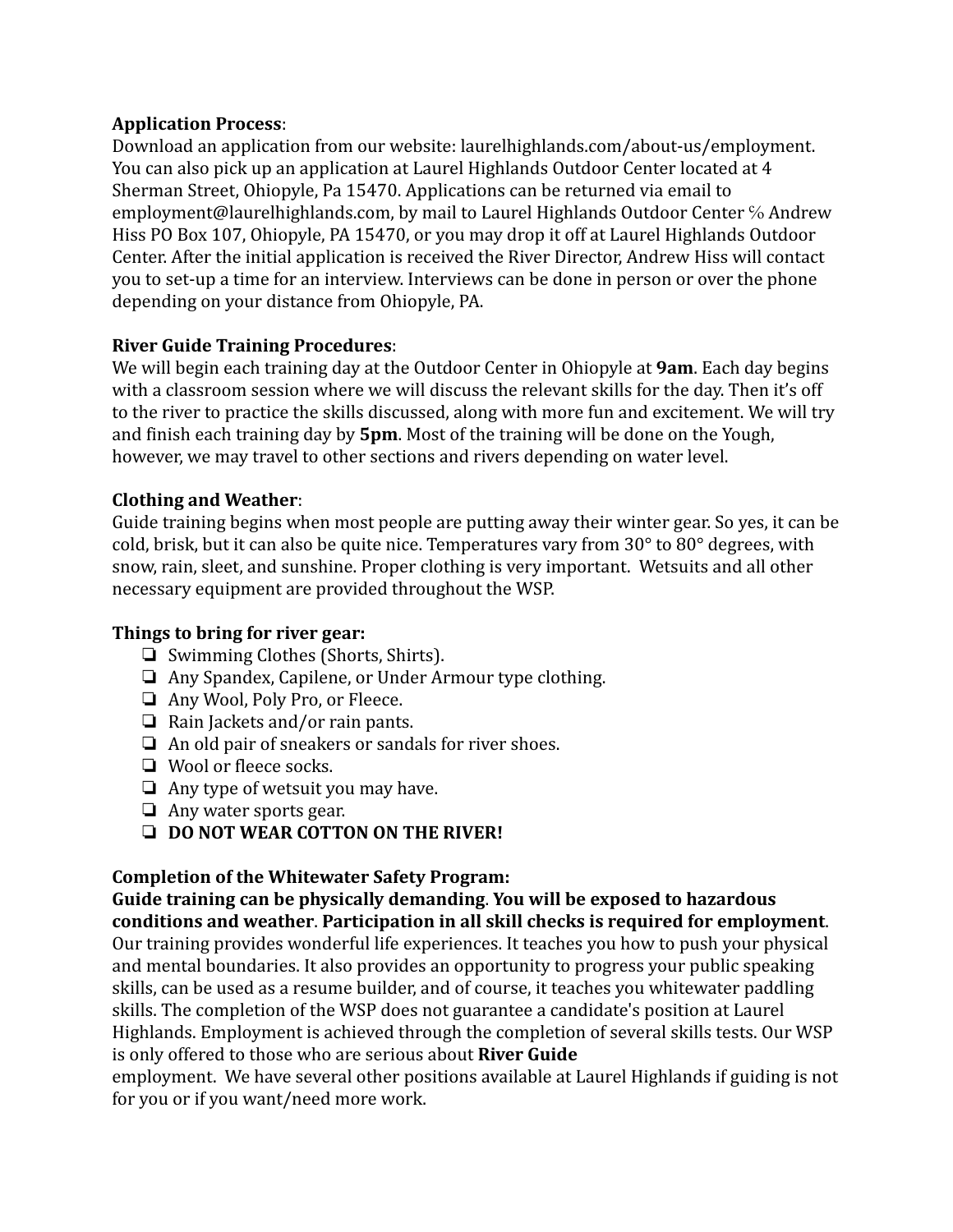**Application Process**:
Download an application from our website: laurelhighlands.com/about-us/employment. You can also pick up an application at Laurel Highlands Outdoor Center located at 4 Sherman Street, Ohiopyle, Pa 15470. Applications can be returned via email to employment@laurelhighlands.com, by mail to Laurel Highlands Outdoor Center ℅ Andrew Hiss PO Box 107, Ohiopyle, PA 15470, or you may drop it off at Laurel Highlands Outdoor Center. After the initial application is received the River Director, Andrew Hiss will contact you to set-up a time for an interview. Interviews can be done in person or over the phone depending on your distance from Ohiopyle, PA.

**River Guide Training Procedures**:
We will begin each training day at the Outdoor Center in Ohiopyle at **9am**. Each day begins with a classroom session where we will discuss the relevant skills for the day. Then it's off to the river to practice the skills discussed, along with more fun and excitement. We will try and finish each training day by **5pm**. Most of the training will be done on the Yough, however, we may travel to other sections and rivers depending on water level.

**Clothing and Weather**:
Guide training begins when most people are putting away their winter gear. So yes, it can be cold, brisk, but it can also be quite nice. Temperatures vary from 30° to 80° degrees, with snow, rain, sleet, and sunshine. Proper clothing is very important. Wetsuits and all other necessary equipment are provided throughout the WSP.

**Things to bring for river gear:**

- ❏ Swimming Clothes (Shorts, Shirts).
- ❏ Any Spandex, Capilene, or Under Armour type clothing.
- ❏ Any Wool, Poly Pro, or Fleece.
- ❏ Rain Jackets and/or rain pants.
- ❏ An old pair of sneakers or sandals for river shoes.
- ❏ Wool or fleece socks.
- ❏ Any type of wetsuit you may have.
- ❏ Any water sports gear.
- ❏ **DO NOT WEAR COTTON ON THE RIVER!**

**Completion of the Whitewater Safety Program:**
**Guide training can be physically demanding**. **You will be exposed to hazardous conditions and weather**. **Participation in all skill checks is required for employment**. Our training provides wonderful life experiences. It teaches you how to push your physical and mental boundaries. It also provides an opportunity to progress your public speaking skills, can be used as a resume builder, and of course, it teaches you whitewater paddling skills. The completion of the WSP does not guarantee a candidate's position at Laurel Highlands. Employment is achieved through the completion of several skills tests. Our WSP is only offered to those who are serious about **River Guide** employment. We have several other positions available at Laurel Highlands if guiding is not for you or if you want/need more work.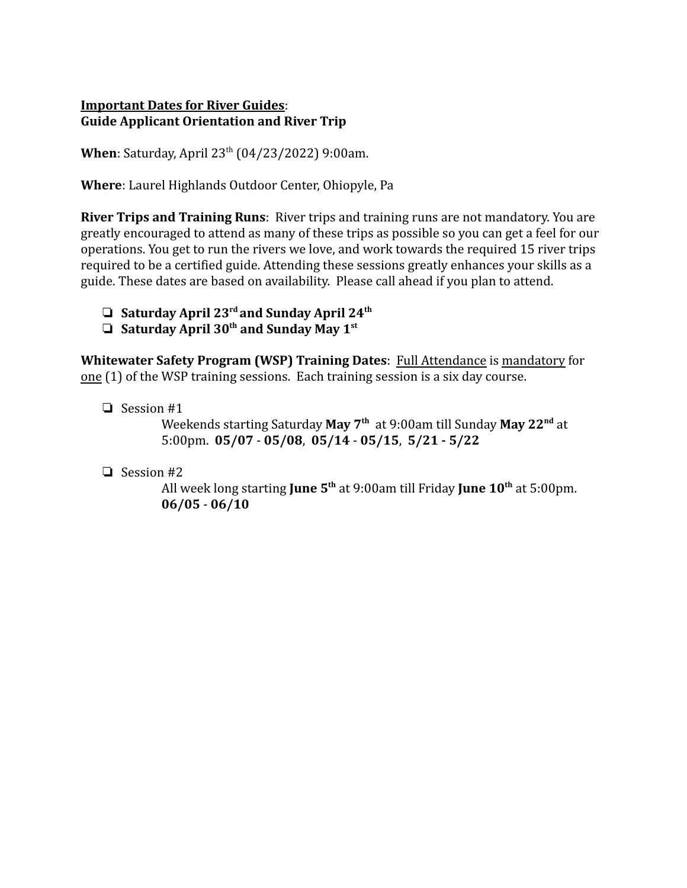**<u>Important Dates for River Guides</u>:**
**Guide Applicant Orientation and River Trip**

**When**: Saturday, April 23th (04/23/2022) 9:00am.

**Where**: Laurel Highlands Outdoor Center, Ohiopyle, Pa

**River Trips and Training Runs**: River trips and training runs are not mandatory. You are greatly encouraged to attend as many of these trips as possible so you can get a feel for our operations. You get to run the rivers we love, and work towards the required 15 river trips required to be a certified guide. Attending these sessions greatly enhances your skills as a guide. These dates are based on availability. Please call ahead if you plan to attend.

- **Saturday April 23rd and Sunday April 24th**
- **Saturday April 30th and Sunday May 1st**

**Whitewater Safety Program (WSP) Training Dates**: <u>Full Attendance</u> is <u>mandatory</u> for <u>one</u> (1) of the WSP training sessions. Each training session is a six day course.

- Session #1
  Weekends starting Saturday **May 7th** at 9:00am till Sunday **May 22nd** at 5:00pm. **05/07 - 05/08**, **05/14 - 05/15**, **5/21 - 5/22**

- Session #2
  All week long starting **June 5th** at 9:00am till Friday **June 10th** at 5:00pm. **06/05 - 06/10**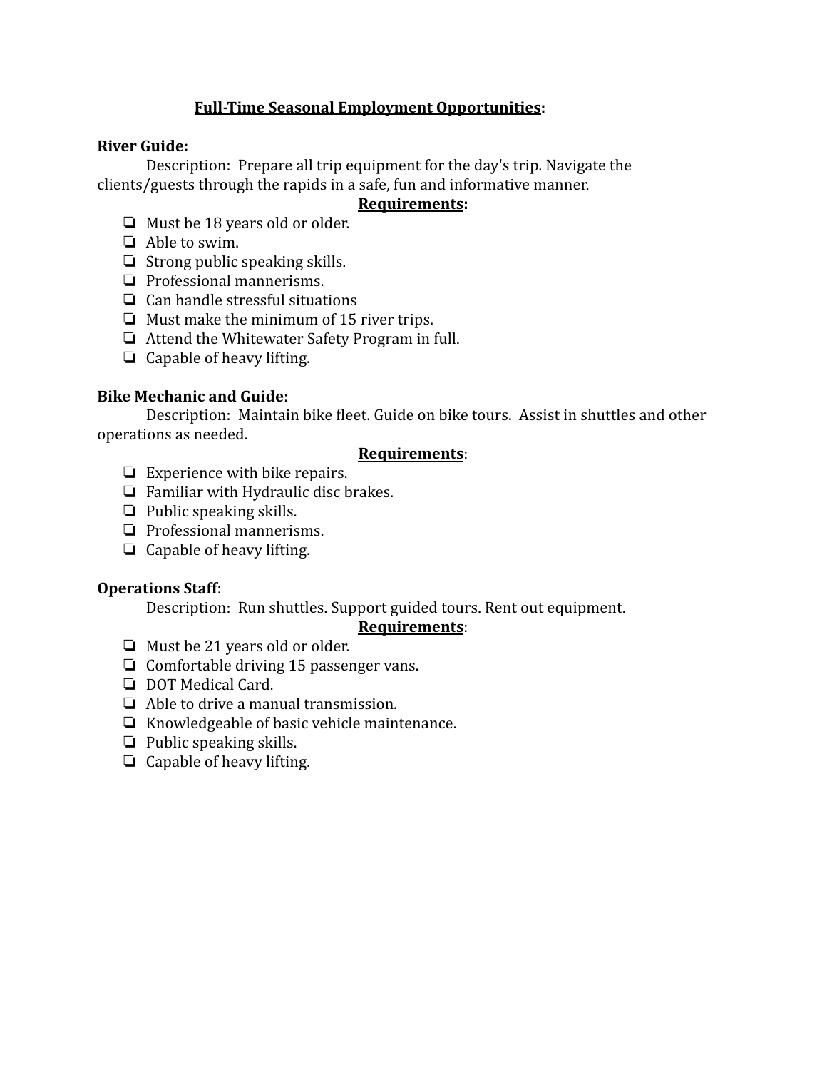## **Full-Time Seasonal Employment Opportunities:**

**River Guide:**

Description: Prepare all trip equipment for the day's trip. Navigate the clients/guests through the rapids in a safe, fun and informative manner.

**Requirements:**

- Must be 18 years old or older.
- Able to swim.
- Strong public speaking skills.
- Professional mannerisms.
- Can handle stressful situations
- Must make the minimum of 15 river trips.
- Attend the Whitewater Safety Program in full.
- Capable of heavy lifting.

**Bike Mechanic and Guide**:

Description: Maintain bike fleet. Guide on bike tours. Assist in shuttles and other operations as needed.

**Requirements**:

- Experience with bike repairs.
- Familiar with Hydraulic disc brakes.
- Public speaking skills.
- Professional mannerisms.
- Capable of heavy lifting.

**Operations Staff**:

Description: Run shuttles. Support guided tours. Rent out equipment.

**Requirements**:

- Must be 21 years old or older.
- Comfortable driving 15 passenger vans.
- DOT Medical Card.
- Able to drive a manual transmission.
- Knowledgeable of basic vehicle maintenance.
- Public speaking skills.
- Capable of heavy lifting.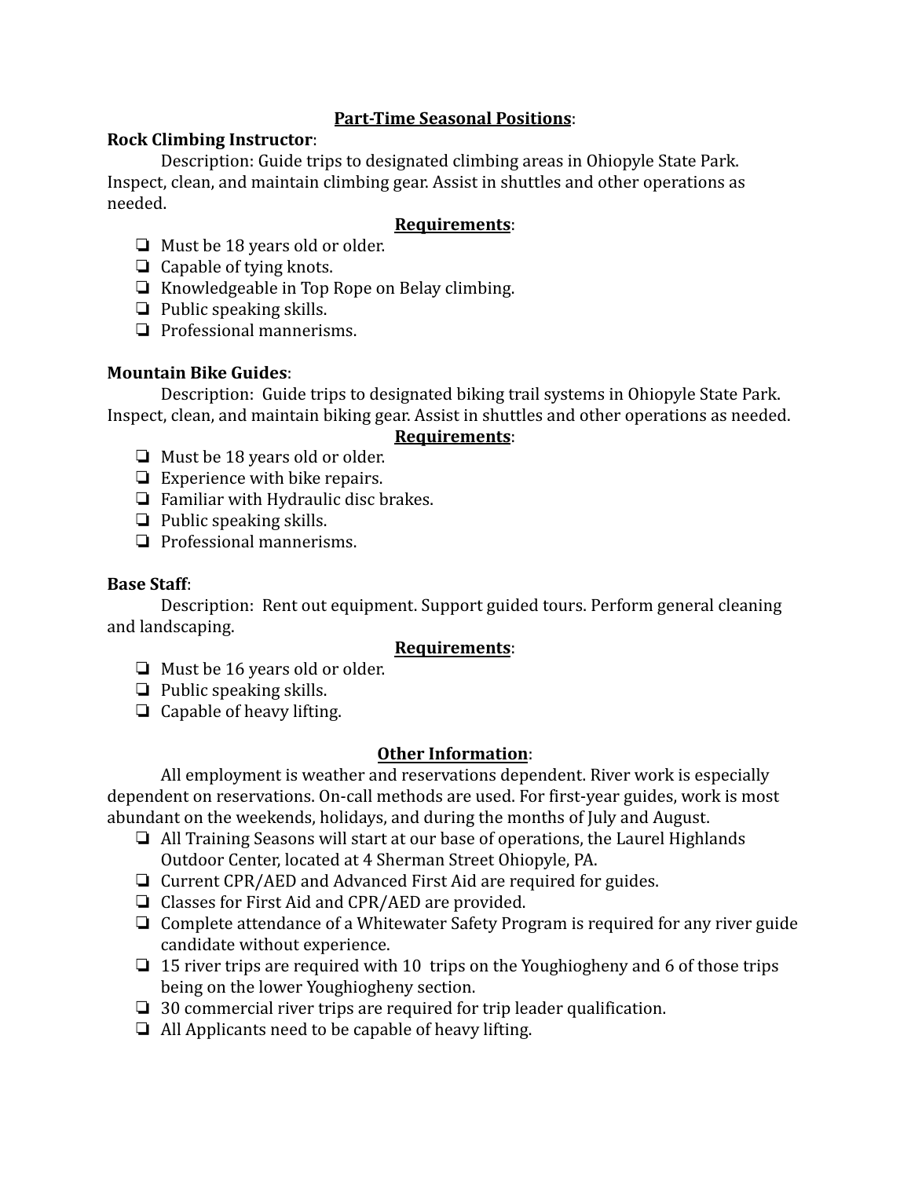## Part-Time Seasonal Positions:

**Rock Climbing Instructor**:

Description: Guide trips to designated climbing areas in Ohiopyle State Park. Inspect, clean, and maintain climbing gear. Assist in shuttles and other operations as needed.

**Requirements**:

- Must be 18 years old or older.
- Capable of tying knots.
- Knowledgeable in Top Rope on Belay climbing.
- Public speaking skills.
- Professional mannerisms.

**Mountain Bike Guides**:

Description: Guide trips to designated biking trail systems in Ohiopyle State Park. Inspect, clean, and maintain biking gear. Assist in shuttles and other operations as needed.

**Requirements**:

- Must be 18 years old or older.
- Experience with bike repairs.
- Familiar with Hydraulic disc brakes.
- Public speaking skills.
- Professional mannerisms.

**Base Staff**:

Description: Rent out equipment. Support guided tours. Perform general cleaning and landscaping.

**Requirements**:

- Must be 16 years old or older.
- Public speaking skills.
- Capable of heavy lifting.

## Other Information:

All employment is weather and reservations dependent. River work is especially dependent on reservations. On-call methods are used. For first-year guides, work is most abundant on the weekends, holidays, and during the months of July and August.

- All Training Seasons will start at our base of operations, the Laurel Highlands Outdoor Center, located at 4 Sherman Street Ohiopyle, PA.
- Current CPR/AED and Advanced First Aid are required for guides.
- Classes for First Aid and CPR/AED are provided.
- Complete attendance of a Whitewater Safety Program is required for any river guide candidate without experience.
- 15 river trips are required with 10 trips on the Youghiogheny and 6 of those trips being on the lower Youghiogheny section.
- 30 commercial river trips are required for trip leader qualification.
- All Applicants need to be capable of heavy lifting.